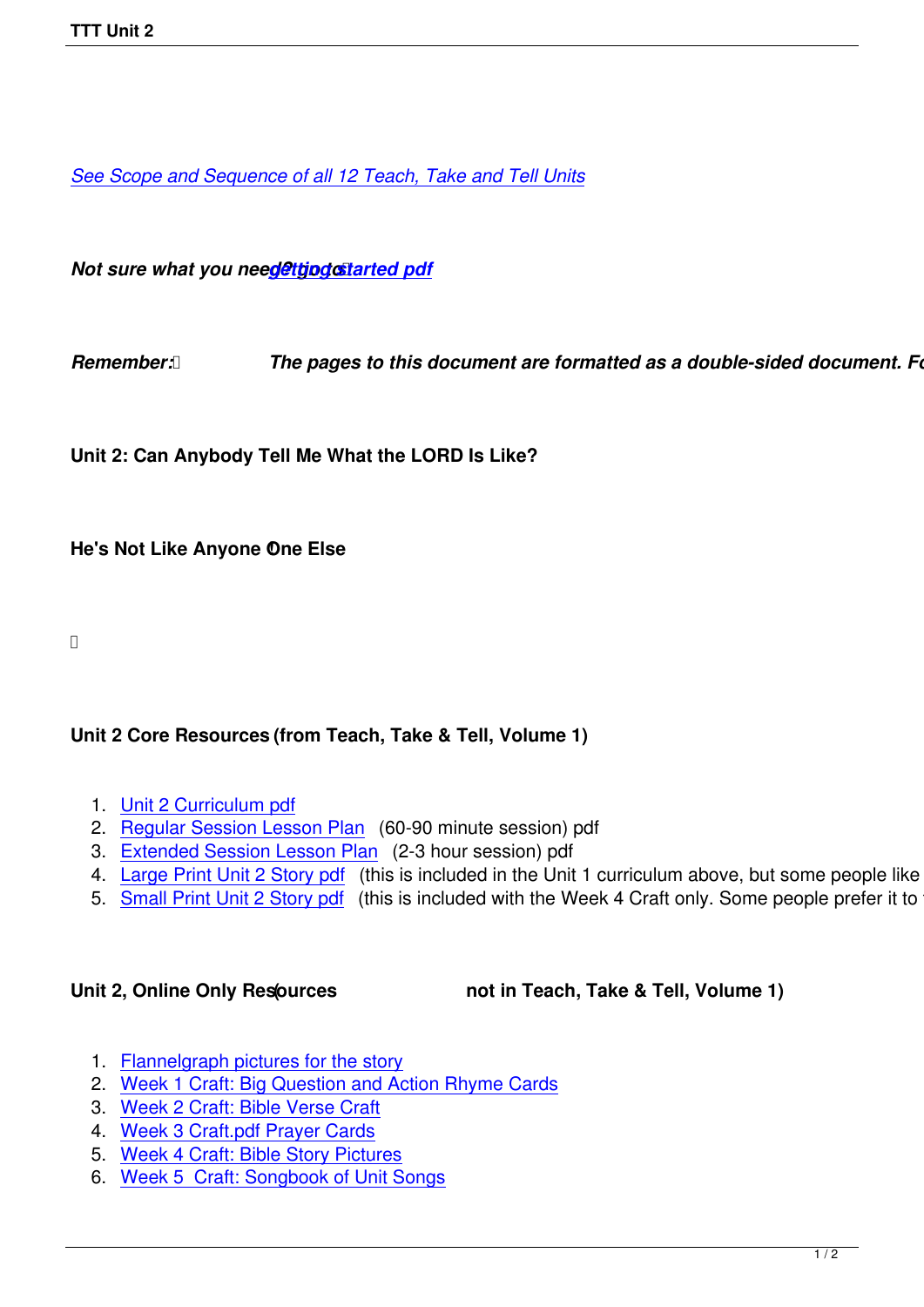*See Scope and Sequence of all 12 Teach, Take and Tell Units*

***Not sure what you need? Go to: getting started pdf***

***Remember: The pages to this document are formatted as a double-sided document. Fo***

**Unit 2: Can Anybody Tell Me What the LORD Is Like?**

**He's Not Like Anyone One Else**

**Unit 2 Core Resources (from Teach, Take & Tell, Volume 1)**

1. Unit 2 Curriculum pdf
2. Regular Session Lesson Plan (60-90 minute session) pdf
3. Extended Session Lesson Plan (2-3 hour session) pdf
4. Large Print Unit 2 Story pdf (this is included in the Unit 1 curriculum above, but some people like
5. Small Print Unit 2 Story pdf (this is included with the Week 4 Craft only. Some people prefer it to

**Unit 2, Online Only Resources (not in Teach, Take & Tell, Volume 1)**

1. Flannelgraph pictures for the story
2. Week 1 Craft: Big Question and Action Rhyme Cards
3. Week 2 Craft: Bible Verse Craft
4. Week 3 Craft.pdf Prayer Cards
5. Week 4 Craft: Bible Story Pictures
6. Week 5 Craft: Songbook of Unit Songs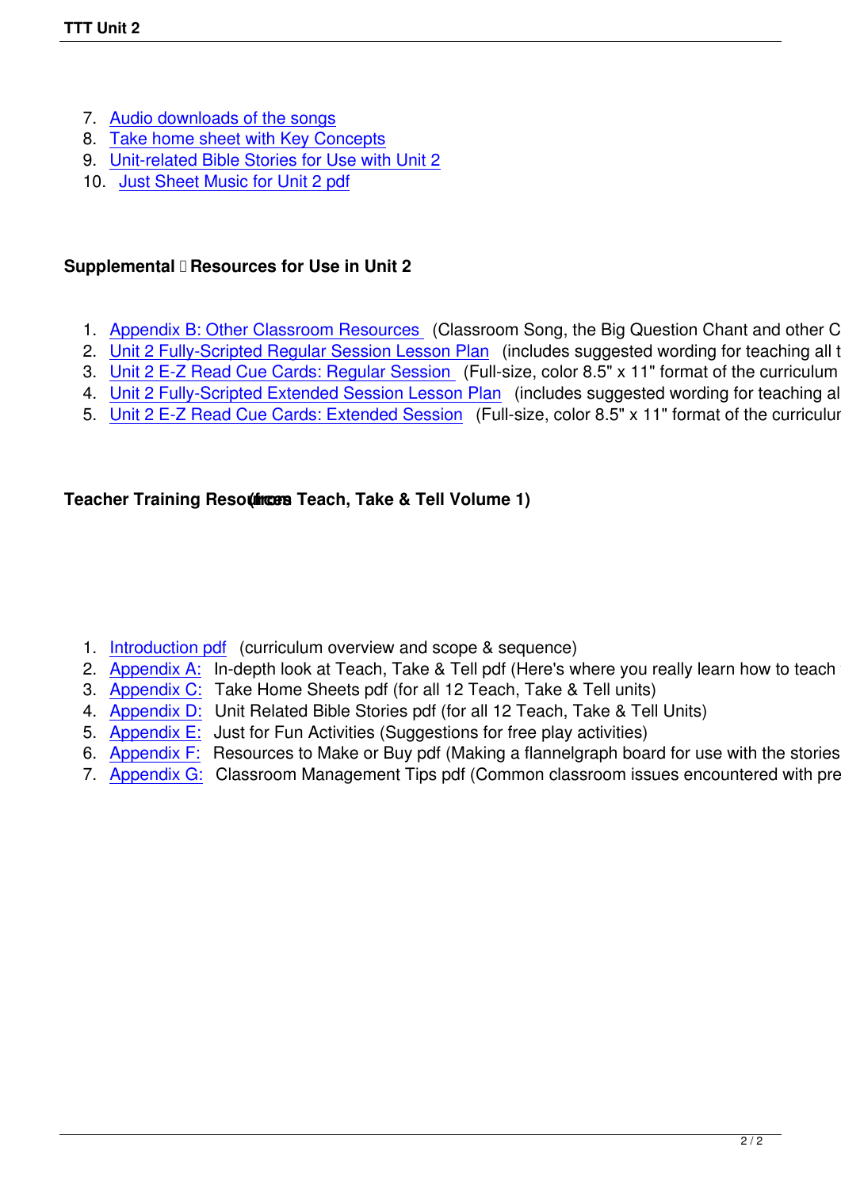7. Audio downloads of the songs
8. Take home sheet with Key Concepts
9. Unit-related Bible Stories for Use with Unit 2
10. Just Sheet Music for Unit 2 pdf

**Supplemental Resources for Use in Unit 2**

1. Appendix B: Other Classroom Resources (Classroom Song, the Big Question Chant and other C
2. Unit 2 Fully-Scripted Regular Session Lesson Plan (includes suggested wording for teaching all t
3. Unit 2 E-Z Read Cue Cards: Regular Session (Full-size, color 8.5" x 11" format of the curriculum
4. Unit 2 Fully-Scripted Extended Session Lesson Plan (includes suggested wording for teaching al
5. Unit 2 E-Z Read Cue Cards: Extended Session (Full-size, color 8.5" x 11" format of the curriculur

**Teacher Training Resources (from Teach, Take & Tell Volume 1)**

1. Introduction pdf (curriculum overview and scope & sequence)
2. Appendix A: In-depth look at Teach, Take & Tell pdf (Here's where you really learn how to teach
3. Appendix C: Take Home Sheets pdf (for all 12 Teach, Take & Tell units)
4. Appendix D: Unit Related Bible Stories pdf (for all 12 Teach, Take & Tell Units)
5. Appendix E: Just for Fun Activities (Suggestions for free play activities)
6. Appendix F: Resources to Make or Buy pdf (Making a flannelgraph board for use with the stories
7. Appendix G: Classroom Management Tips pdf (Common classroom issues encountered with pre